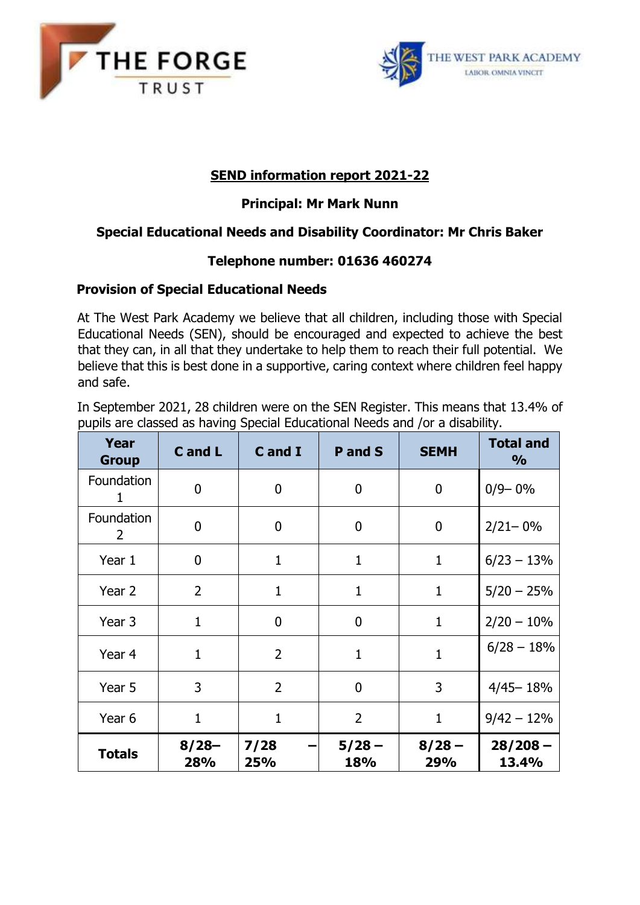THE FORGE TRUST

THE WEST PARK ACADEMY
LABOR OMNIA VINCIT

## SEND information report 2021-22

**Principal: Mr Mark Nunn**

**Special Educational Needs and Disability Coordinator: Mr Chris Baker**

**Telephone number: 01636 460274**

### Provision of Special Educational Needs

At The West Park Academy we believe that all children, including those with Special Educational Needs (SEN), should be encouraged and expected to achieve the best that they can, in all that they undertake to help them to reach their full potential. We believe that this is best done in a supportive, caring context where children feel happy and safe.

In September 2021, 28 children were on the SEN Register. This means that 13.4% of pupils are classed as having Special Educational Needs and /or a disability.

| Year Group | C and L | C and I | P and S | SEMH | Total and % |
|---|---|---|---|---|---|
| Foundation 1 | 0 | 0 | 0 | 0 | 0/9– 0% |
| Foundation 2 | 0 | 0 | 0 | 0 | 2/21– 0% |
| Year 1 | 0 | 1 | 1 | 1 | 6/23 – 13% |
| Year 2 | 2 | 1 | 1 | 1 | 5/20 – 25% |
| Year 3 | 1 | 0 | 0 | 1 | 2/20 – 10% |
| Year 4 | 1 | 2 | 1 | 1 | 6/28 – 18% |
| Year 5 | 3 | 2 | 0 | 3 | 4/45– 18% |
| Year 6 | 1 | 1 | 2 | 1 | 9/42 – 12% |
| **Totals** | **8/28– 28%** | **7/28 – 25%** | **5/28 – 18%** | **8/28 – 29%** | **28/208 – 13.4%** |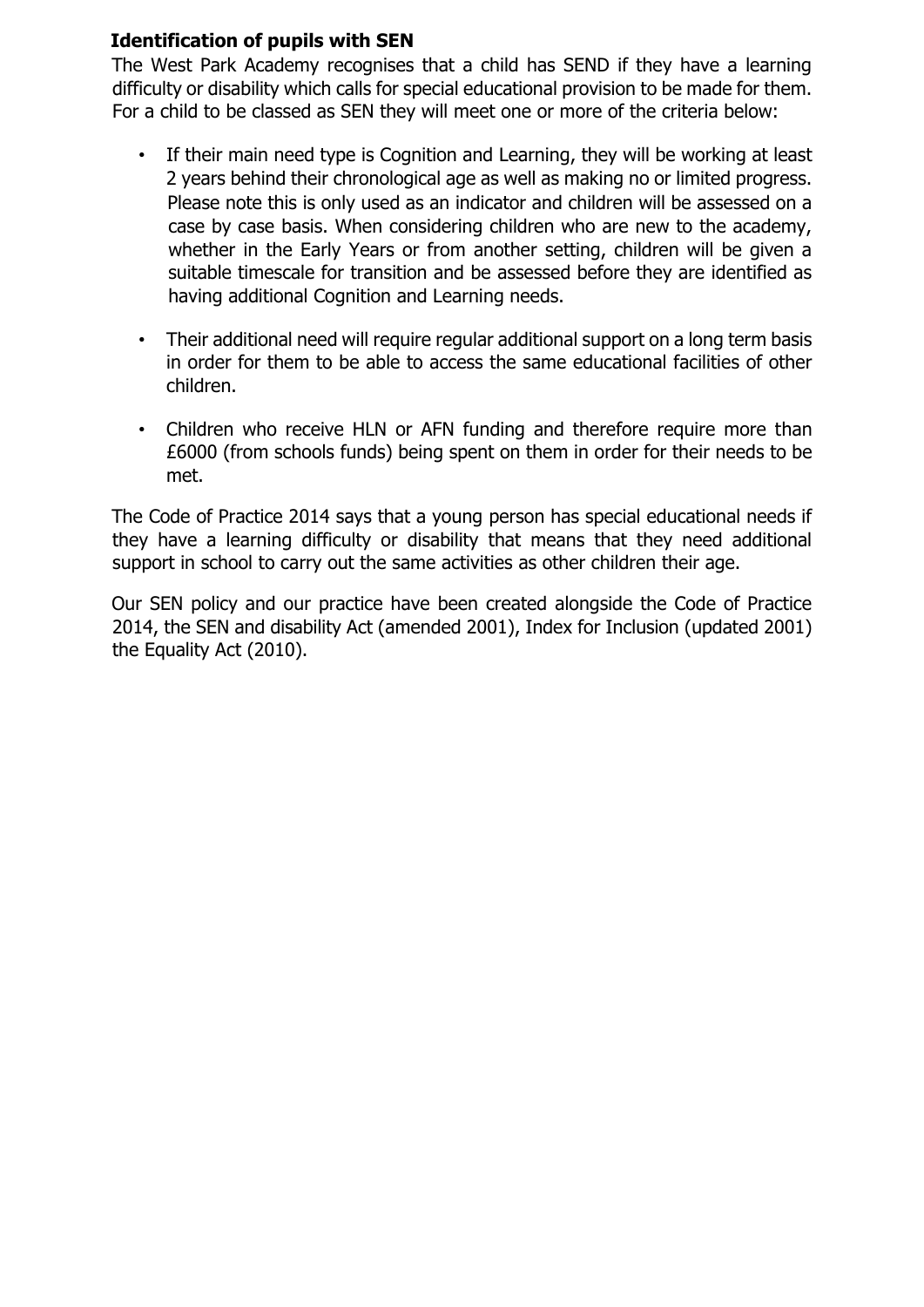**Identification of pupils with SEN**

The West Park Academy recognises that a child has SEND if they have a learning difficulty or disability which calls for special educational provision to be made for them. For a child to be classed as SEN they will meet one or more of the criteria below:

- If their main need type is Cognition and Learning, they will be working at least 2 years behind their chronological age as well as making no or limited progress. Please note this is only used as an indicator and children will be assessed on a case by case basis. When considering children who are new to the academy, whether in the Early Years or from another setting, children will be given a suitable timescale for transition and be assessed before they are identified as having additional Cognition and Learning needs.

- Their additional need will require regular additional support on a long term basis in order for them to be able to access the same educational facilities of other children.

- Children who receive HLN or AFN funding and therefore require more than £6000 (from schools funds) being spent on them in order for their needs to be met.

The Code of Practice 2014 says that a young person has special educational needs if they have a learning difficulty or disability that means that they need additional support in school to carry out the same activities as other children their age.

Our SEN policy and our practice have been created alongside the Code of Practice 2014, the SEN and disability Act (amended 2001), Index for Inclusion (updated 2001) the Equality Act (2010).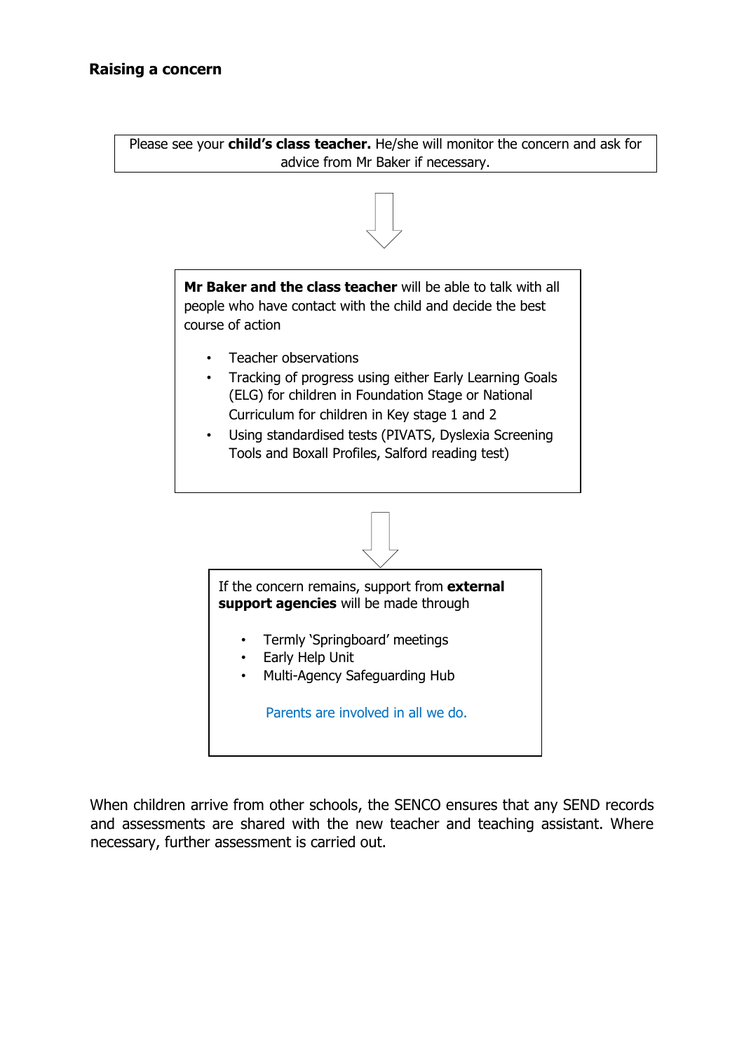## Raising a concern

Please see your **child's class teacher.** He/she will monitor the concern and ask for advice from Mr Baker if necessary.

↓

**Mr Baker and the class teacher** will be able to talk with all people who have contact with the child and decide the best course of action

- Teacher observations
- Tracking of progress using either Early Learning Goals (ELG) for children in Foundation Stage or National Curriculum for children in Key stage 1 and 2
- Using standardised tests (PIVATS, Dyslexia Screening Tools and Boxall Profiles, Salford reading test)

↓

If the concern remains, support from **external support agencies** will be made through

- Termly 'Springboard' meetings
- Early Help Unit
- Multi-Agency Safeguarding Hub

Parents are involved in all we do.

When children arrive from other schools, the SENCO ensures that any SEND records and assessments are shared with the new teacher and teaching assistant. Where necessary, further assessment is carried out.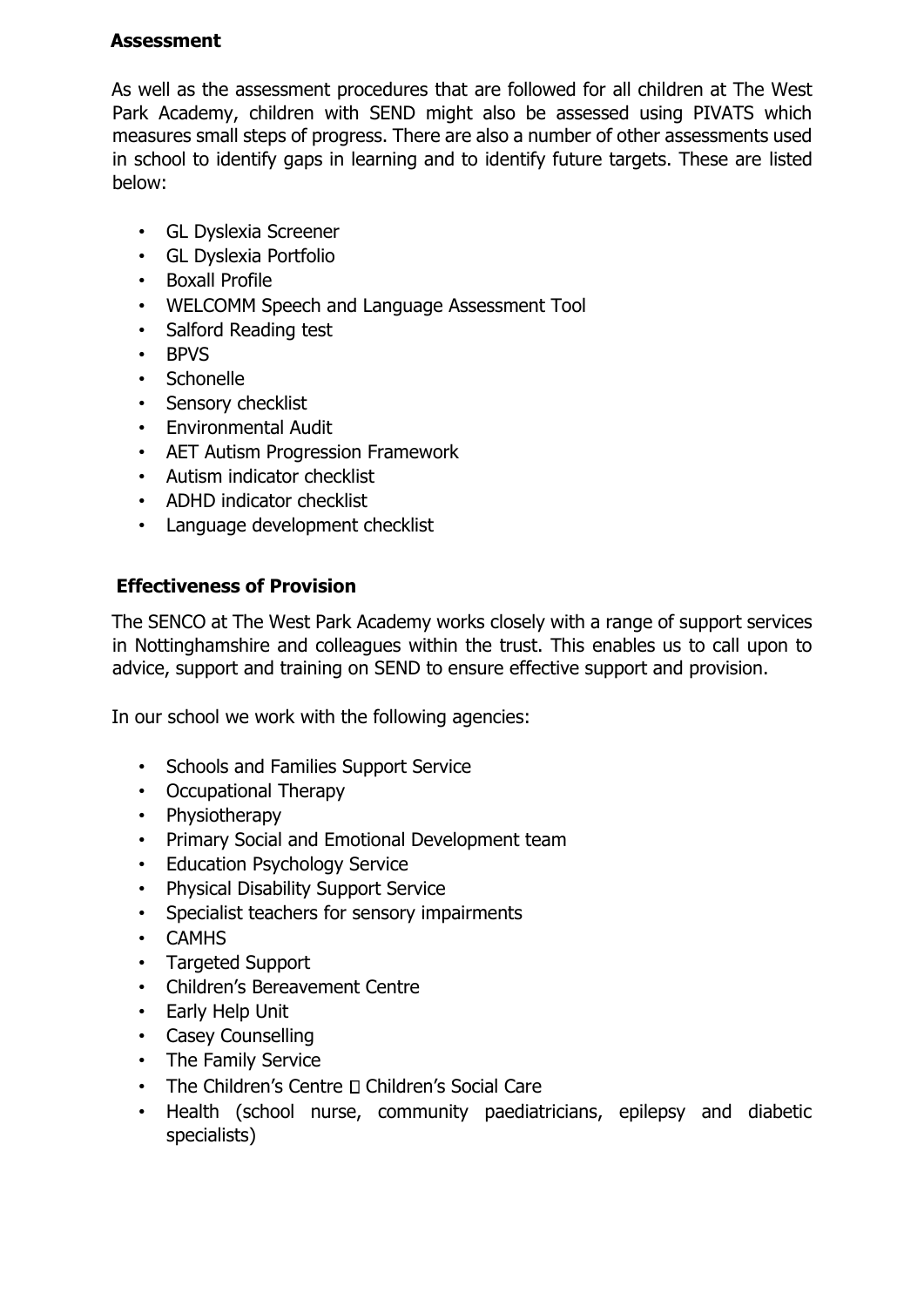**Assessment**

As well as the assessment procedures that are followed for all children at The West Park Academy, children with SEND might also be assessed using PIVATS which measures small steps of progress. There are also a number of other assessments used in school to identify gaps in learning and to identify future targets. These are listed below:

- GL Dyslexia Screener
- GL Dyslexia Portfolio
- Boxall Profile
- WELCOMM Speech and Language Assessment Tool
- Salford Reading test
- BPVS
- Schonelle
- Sensory checklist
- Environmental Audit
- AET Autism Progression Framework
- Autism indicator checklist
- ADHD indicator checklist
- Language development checklist

**Effectiveness of Provision**

The SENCO at The West Park Academy works closely with a range of support services in Nottinghamshire and colleagues within the trust. This enables us to call upon to advice, support and training on SEND to ensure effective support and provision.

In our school we work with the following agencies:

- Schools and Families Support Service
- Occupational Therapy
- Physiotherapy
- Primary Social and Emotional Development team
- Education Psychology Service
- Physical Disability Support Service
- Specialist teachers for sensory impairments
- CAMHS
- Targeted Support
- Children's Bereavement Centre
- Early Help Unit
- Casey Counselling
- The Family Service
- The Children's Centre  Children's Social Care
- Health (school nurse, community paediatricians, epilepsy and diabetic specialists)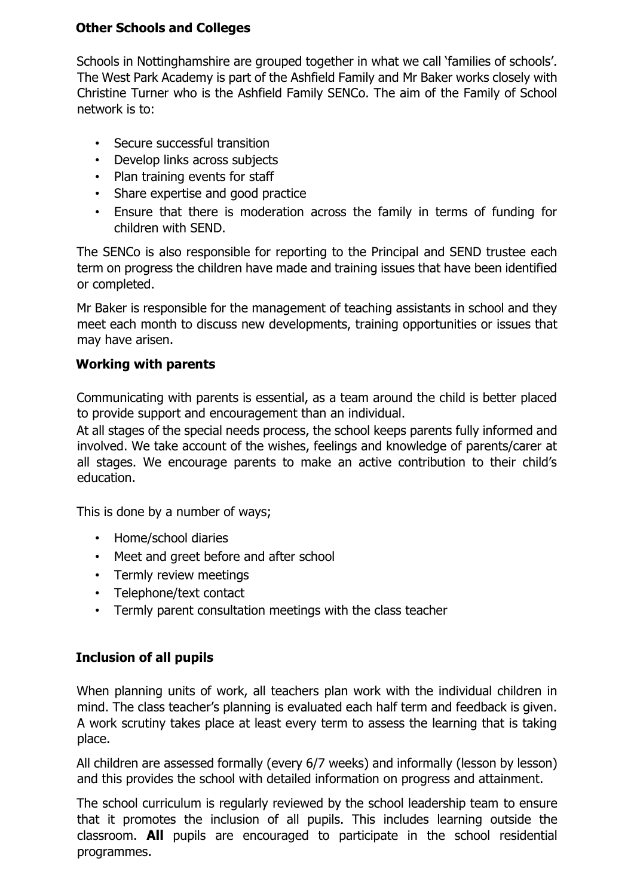## Other Schools and Colleges

Schools in Nottinghamshire are grouped together in what we call 'families of schools'. The West Park Academy is part of the Ashfield Family and Mr Baker works closely with Christine Turner who is the Ashfield Family SENCo. The aim of the Family of School network is to:

- Secure successful transition
- Develop links across subjects
- Plan training events for staff
- Share expertise and good practice
- Ensure that there is moderation across the family in terms of funding for children with SEND.

The SENCo is also responsible for reporting to the Principal and SEND trustee each term on progress the children have made and training issues that have been identified or completed.

Mr Baker is responsible for the management of teaching assistants in school and they meet each month to discuss new developments, training opportunities or issues that may have arisen.

## Working with parents

Communicating with parents is essential, as a team around the child is better placed to provide support and encouragement than an individual.

At all stages of the special needs process, the school keeps parents fully informed and involved. We take account of the wishes, feelings and knowledge of parents/carer at all stages. We encourage parents to make an active contribution to their child's education.

This is done by a number of ways;

- Home/school diaries
- Meet and greet before and after school
- Termly review meetings
- Telephone/text contact
- Termly parent consultation meetings with the class teacher

## Inclusion of all pupils

When planning units of work, all teachers plan work with the individual children in mind. The class teacher's planning is evaluated each half term and feedback is given. A work scrutiny takes place at least every term to assess the learning that is taking place.

All children are assessed formally (every 6/7 weeks) and informally (lesson by lesson) and this provides the school with detailed information on progress and attainment.

The school curriculum is regularly reviewed by the school leadership team to ensure that it promotes the inclusion of all pupils. This includes learning outside the classroom. **All** pupils are encouraged to participate in the school residential programmes.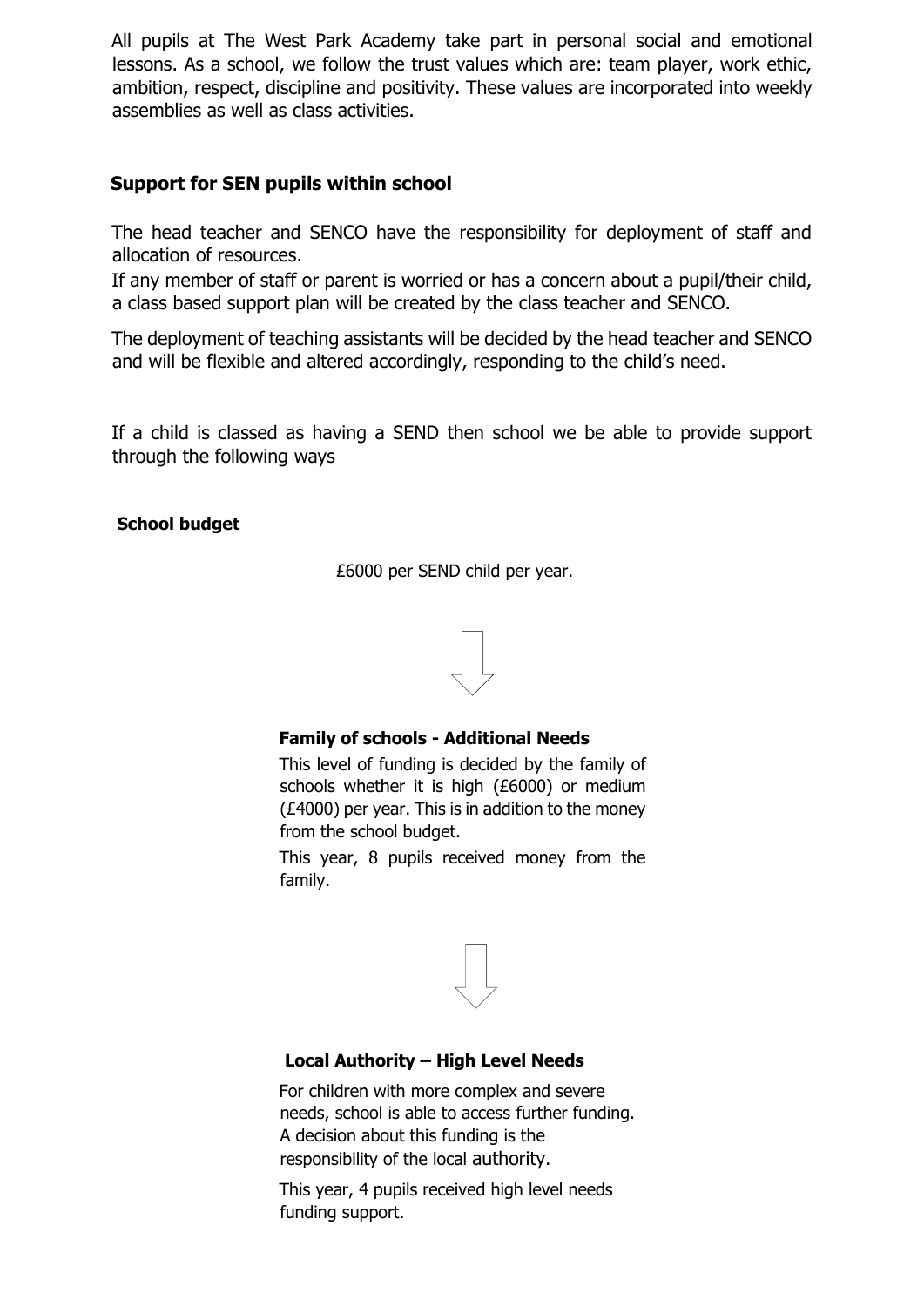All pupils at The West Park Academy take part in personal social and emotional lessons. As a school, we follow the trust values which are: team player, work ethic, ambition, respect, discipline and positivity. These values are incorporated into weekly assemblies as well as class activities.

## Support for SEN pupils within school

The head teacher and SENCO have the responsibility for deployment of staff and allocation of resources.

If any member of staff or parent is worried or has a concern about a pupil/their child, a class based support plan will be created by the class teacher and SENCO.

The deployment of teaching assistants will be decided by the head teacher and SENCO and will be flexible and altered accordingly, responding to the child's need.

If a child is classed as having a SEND then school we be able to provide support through the following ways

**School budget**

£6000 per SEND child per year.

↓

**Family of schools - Additional Needs**

This level of funding is decided by the family of schools whether it is high (£6000) or medium (£4000) per year. This is in addition to the money from the school budget.

This year, 8 pupils received money from the family.

↓

**Local Authority – High Level Needs**

For children with more complex and severe needs, school is able to access further funding. A decision about this funding is the responsibility of the local authority.

This year, 4 pupils received high level needs funding support.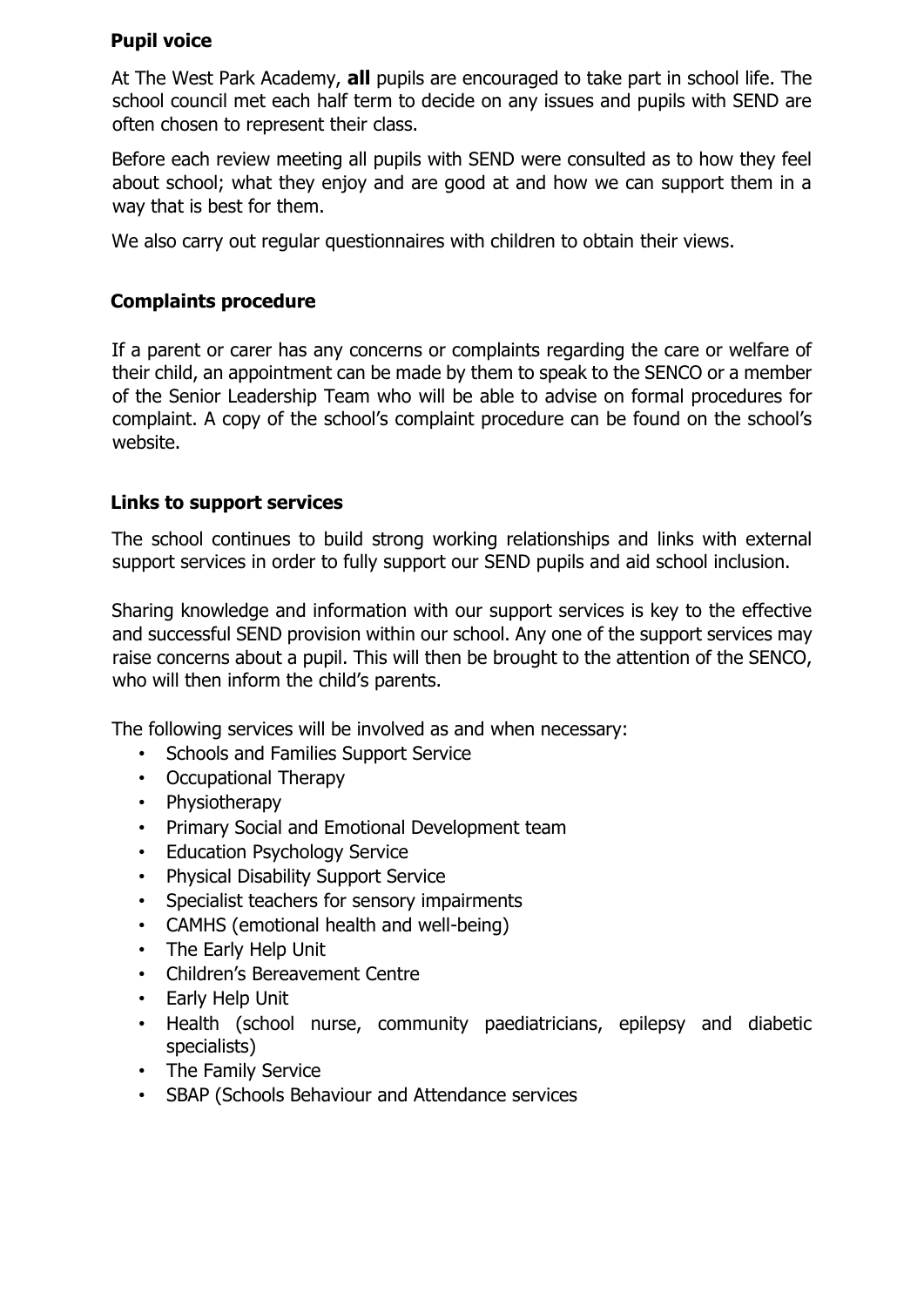### Pupil voice

At The West Park Academy, **all** pupils are encouraged to take part in school life. The school council met each half term to decide on any issues and pupils with SEND are often chosen to represent their class.

Before each review meeting all pupils with SEND were consulted as to how they feel about school; what they enjoy and are good at and how we can support them in a way that is best for them.

We also carry out regular questionnaires with children to obtain their views.

### Complaints procedure

If a parent or carer has any concerns or complaints regarding the care or welfare of their child, an appointment can be made by them to speak to the SENCO or a member of the Senior Leadership Team who will be able to advise on formal procedures for complaint. A copy of the school's complaint procedure can be found on the school's website.

### Links to support services

The school continues to build strong working relationships and links with external support services in order to fully support our SEND pupils and aid school inclusion.

Sharing knowledge and information with our support services is key to the effective and successful SEND provision within our school. Any one of the support services may raise concerns about a pupil. This will then be brought to the attention of the SENCO, who will then inform the child's parents.

The following services will be involved as and when necessary:

- Schools and Families Support Service
- Occupational Therapy
- Physiotherapy
- Primary Social and Emotional Development team
- Education Psychology Service
- Physical Disability Support Service
- Specialist teachers for sensory impairments
- CAMHS (emotional health and well-being)
- The Early Help Unit
- Children's Bereavement Centre
- Early Help Unit
- Health (school nurse, community paediatricians, epilepsy and diabetic specialists)
- The Family Service
- SBAP (Schools Behaviour and Attendance services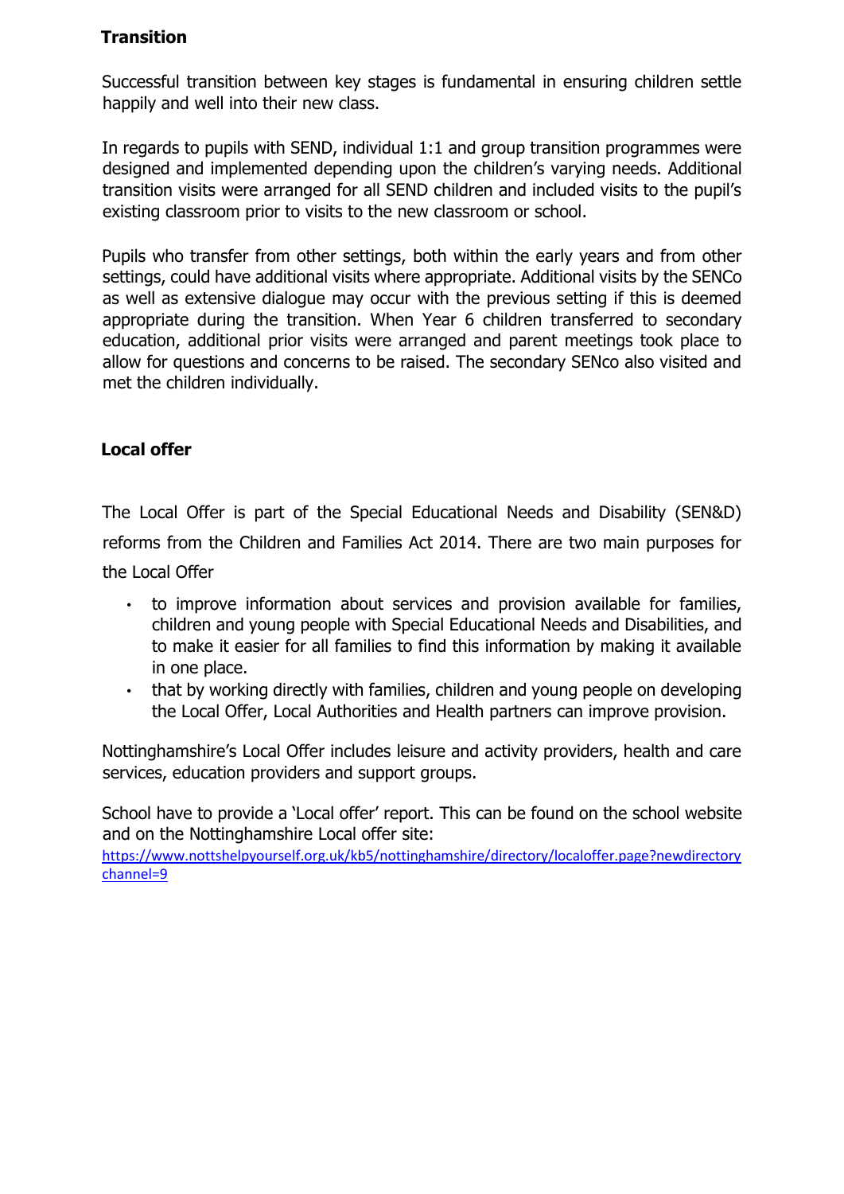## Transition

Successful transition between key stages is fundamental in ensuring children settle happily and well into their new class.

In regards to pupils with SEND, individual 1:1 and group transition programmes were designed and implemented depending upon the children's varying needs. Additional transition visits were arranged for all SEND children and included visits to the pupil's existing classroom prior to visits to the new classroom or school.

Pupils who transfer from other settings, both within the early years and from other settings, could have additional visits where appropriate. Additional visits by the SENCo as well as extensive dialogue may occur with the previous setting if this is deemed appropriate during the transition. When Year 6 children transferred to secondary education, additional prior visits were arranged and parent meetings took place to allow for questions and concerns to be raised. The secondary SENco also visited and met the children individually.

## Local offer

The Local Offer is part of the Special Educational Needs and Disability (SEN&D) reforms from the Children and Families Act 2014. There are two main purposes for the Local Offer

- to improve information about services and provision available for families, children and young people with Special Educational Needs and Disabilities, and to make it easier for all families to find this information by making it available in one place.
- that by working directly with families, children and young people on developing the Local Offer, Local Authorities and Health partners can improve provision.

Nottinghamshire's Local Offer includes leisure and activity providers, health and care services, education providers and support groups.

School have to provide a 'Local offer' report. This can be found on the school website and on the Nottinghamshire Local offer site:
https://www.nottshelpyourself.org.uk/kb5/nottinghamshire/directory/localoffer.page?newdirectorychannel=9